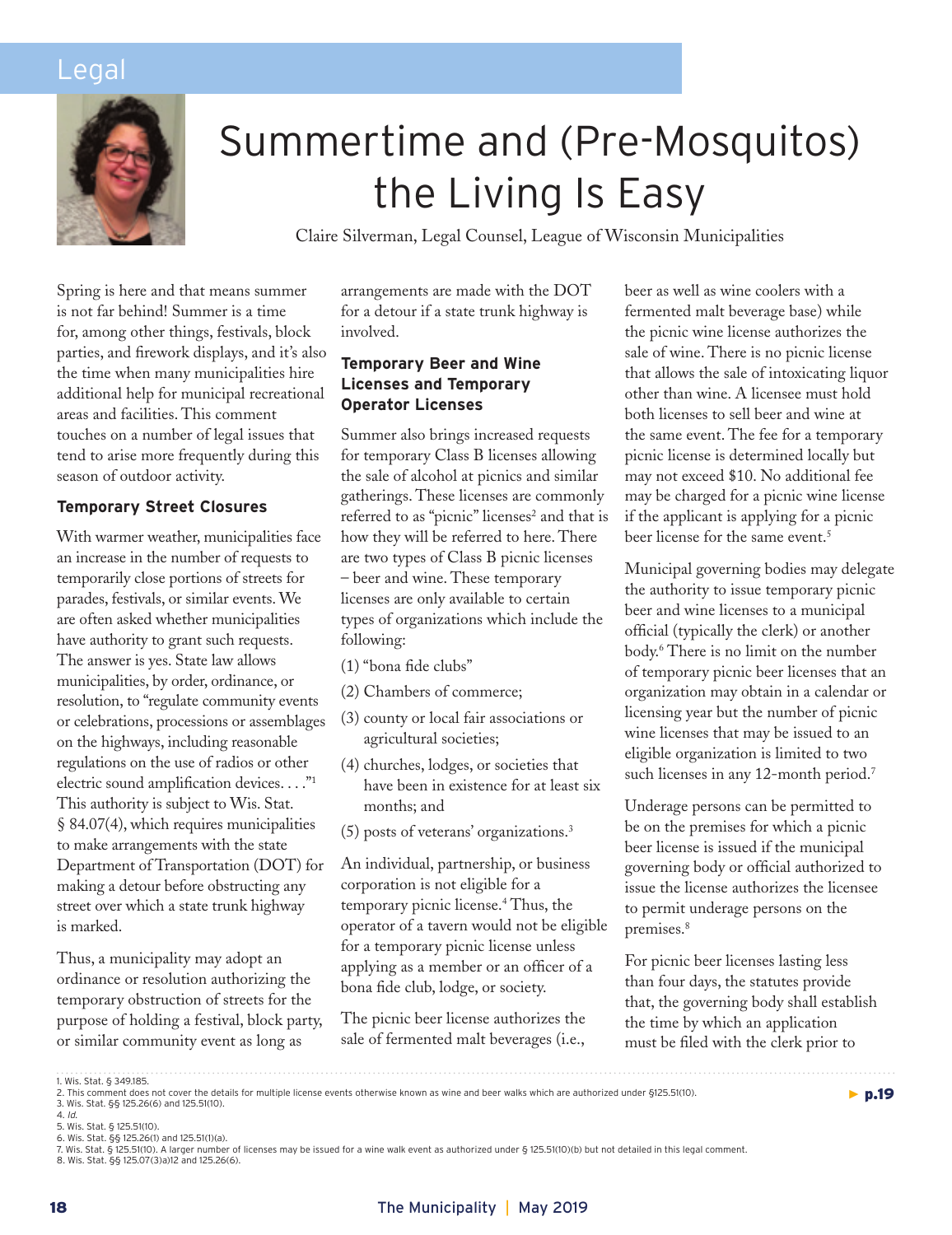Legal

# Summertime and (Pre-Mosquitos) the Living Is Easy

Claire Silverman, Legal Counsel, League of Wisconsin Municipalities

Spring is here and that means summer is not far behind! Summer is a time for, among other things, festivals, block parties, and firework displays, and it's also the time when many municipalities hire additional help for municipal recreational areas and facilities. This comment touches on a number of legal issues that tend to arise more frequently during this season of outdoor activity.

### Temporary Street Closures

With warmer weather, municipalities face an increase in the number of requests to temporarily close portions of streets for parades, festivals, or similar events. We are often asked whether municipalities have authority to grant such requests. The answer is yes. State law allows municipalities, by order, ordinance, or resolution, to "regulate community events or celebrations, processions or assemblages on the highways, including reasonable regulations on the use of radios or other electric sound amplification devices. . . ."[1] This authority is subject to Wis. Stat. § 84.07(4), which requires municipalities to make arrangements with the state Department of Transportation (DOT) for making a detour before obstructing any street over which a state trunk highway is marked.

Thus, a municipality may adopt an ordinance or resolution authorizing the temporary obstruction of streets for the purpose of holding a festival, block party, or similar community event as long as arrangements are made with the DOT for a detour if a state trunk highway is involved.

### Temporary Beer and Wine Licenses and Temporary Operator Licenses

Summer also brings increased requests for temporary Class B licenses allowing the sale of alcohol at picnics and similar gatherings. These licenses are commonly referred to as "picnic" licenses[2] and that is how they will be referred to here. There are two types of Class B picnic licenses – beer and wine. These temporary licenses are only available to certain types of organizations which include the following:

(1) "bona fide clubs"

(2) Chambers of commerce;

(3) county or local fair associations or agricultural societies;

(4) churches, lodges, or societies that have been in existence for at least six months; and

(5) posts of veterans' organizations.[3]

An individual, partnership, or business corporation is not eligible for a temporary picnic license.[4] Thus, the operator of a tavern would not be eligible for a temporary picnic license unless applying as a member or an officer of a bona fide club, lodge, or society.

The picnic beer license authorizes the sale of fermented malt beverages (i.e., beer as well as wine coolers with a fermented malt beverage base) while the picnic wine license authorizes the sale of wine. There is no picnic license that allows the sale of intoxicating liquor other than wine. A licensee must hold both licenses to sell beer and wine at the same event. The fee for a temporary picnic license is determined locally but may not exceed $10. No additional fee may be charged for a picnic wine license if the applicant is applying for a picnic beer license for the same event.[5]

Municipal governing bodies may delegate the authority to issue temporary picnic beer and wine licenses to a municipal official (typically the clerk) or another body.[6] There is no limit on the number of temporary picnic beer licenses that an organization may obtain in a calendar or licensing year but the number of picnic wine licenses that may be issued to an eligible organization is limited to two such licenses in any 12-month period.[7]

Underage persons can be permitted to be on the premises for which a picnic beer license is issued if the municipal governing body or official authorized to issue the license authorizes the licensee to permit underage persons on the premises.[8]

For picnic beer licenses lasting less than four days, the statutes provide that, the governing body shall establish the time by which an application must be filed with the clerk prior to

► p.19

1. Wis. Stat. § 349.185.
2. This comment does not cover the details for multiple license events otherwise known as wine and beer walks which are authorized under §125.51(10).
3. Wis. Stat. §§ 125.26(6) and 125.51(10).
4. *Id.*
5. Wis. Stat. § 125.51(10).
6. Wis. Stat. §§ 125.26(1) and 125.51(1)(a).
7. Wis. Stat. § 125.51(10). A larger number of licenses may be issued for a wine walk event as authorized under § 125.51(10)(b) but not detailed in this legal comment.
8. Wis. Stat. §§ 125.07(3)a)12 and 125.26(6).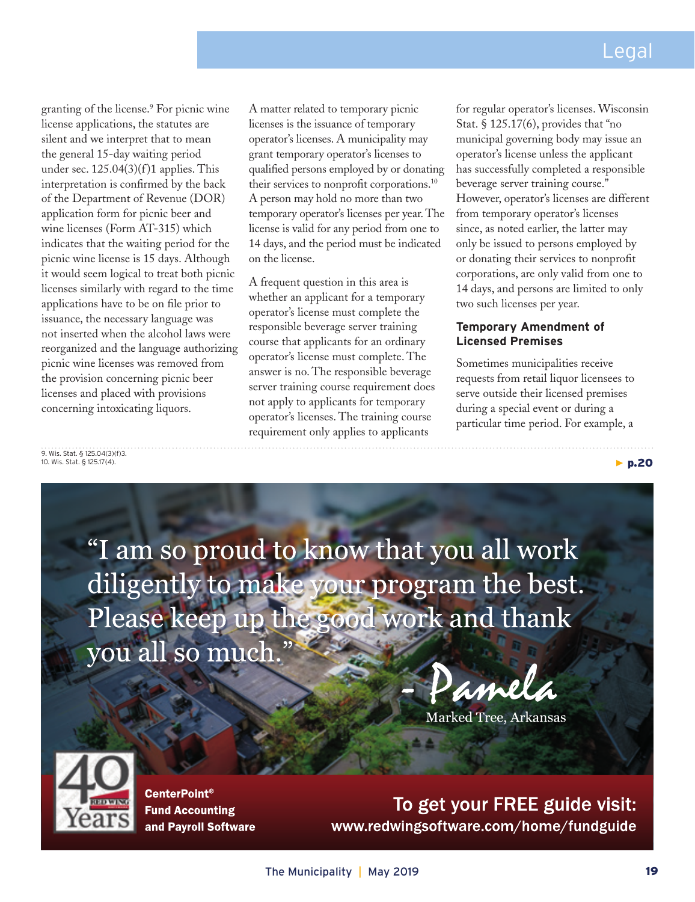granting of the license.[9] For picnic wine license applications, the statutes are silent and we interpret that to mean the general 15-day waiting period under sec. 125.04(3)(f)1 applies. This interpretation is confirmed by the back of the Department of Revenue (DOR) application form for picnic beer and wine licenses (Form AT-315) which indicates that the waiting period for the picnic wine license is 15 days. Although it would seem logical to treat both picnic licenses similarly with regard to the time applications have to be on file prior to issuance, the necessary language was not inserted when the alcohol laws were reorganized and the language authorizing picnic wine licenses was removed from the provision concerning picnic beer licenses and placed with provisions concerning intoxicating liquors.

A matter related to temporary picnic licenses is the issuance of temporary operator's licenses. A municipality may grant temporary operator's licenses to qualified persons employed by or donating their services to nonprofit corporations.[10] A person may hold no more than two temporary operator's licenses per year. The license is valid for any period from one to 14 days, and the period must be indicated on the license.

A frequent question in this area is whether an applicant for a temporary operator's license must complete the responsible beverage server training course that applicants for an ordinary operator's license must complete. The answer is no. The responsible beverage server training course requirement does not apply to applicants for temporary operator's licenses. The training course requirement only applies to applicants for regular operator's licenses. Wisconsin Stat. § 125.17(6), provides that "no municipal governing body may issue an operator's license unless the applicant has successfully completed a responsible beverage server training course." However, operator's licenses are different from temporary operator's licenses since, as noted earlier, the latter may only be issued to persons employed by or donating their services to nonprofit corporations, are only valid from one to 14 days, and persons are limited to only two such licenses per year.

### Temporary Amendment of Licensed Premises

Sometimes municipalities receive requests from retail liquor licensees to serve outside their licensed premises during a special event or during a particular time period. For example, a

► p.20

9. Wis. Stat. § 125.04(3)(f)3.
10. Wis. Stat. § 125.17(4).

"I am so proud to know that you all work diligently to make your program the best. Please keep up the good work and thank you all so much."

- Pamela
Marked Tree, Arkansas

40 Years Red Wing

**CenterPoint® Fund Accounting and Payroll Software**

**To get your FREE guide visit: www.redwingsoftware.com/home/fundguide**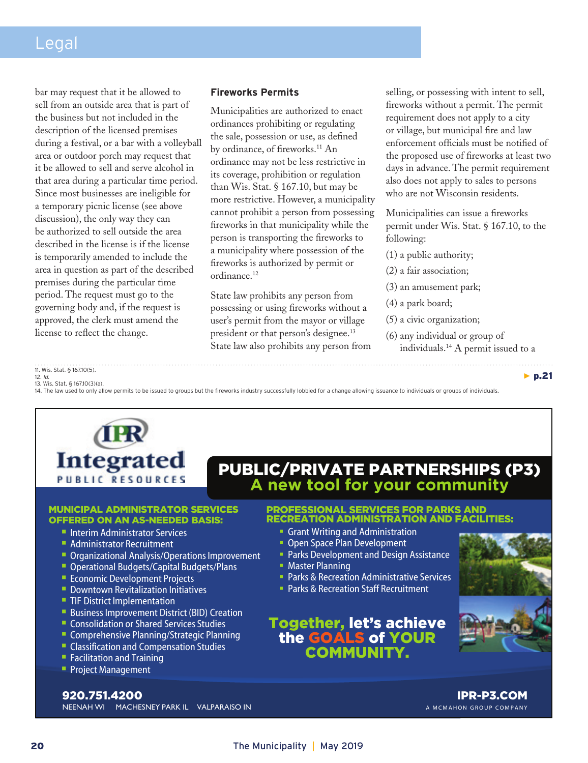bar may request that it be allowed to sell from an outside area that is part of the business but not included in the description of the licensed premises during a festival, or a bar with a volleyball area or outdoor porch may request that it be allowed to sell and serve alcohol in that area during a particular time period. Since most businesses are ineligible for a temporary picnic license (see above discussion), the only way they can be authorized to sell outside the area described in the license is if the license is temporarily amended to include the area in question as part of the described premises during the particular time period. The request must go to the governing body and, if the request is approved, the clerk must amend the license to reflect the change.

### Fireworks Permits

Municipalities are authorized to enact ordinances prohibiting or regulating the sale, possession or use, as defined by ordinance, of fireworks.[11] An ordinance may not be less restrictive in its coverage, prohibition or regulation than Wis. Stat. § 167.10, but may be more restrictive. However, a municipality cannot prohibit a person from possessing fireworks in that municipality while the person is transporting the fireworks to a municipality where possession of the fireworks is authorized by permit or ordinance.[12]

State law prohibits any person from possessing or using fireworks without a user's permit from the mayor or village president or that person's designee.[13] State law also prohibits any person from selling, or possessing with intent to sell, fireworks without a permit. The permit requirement does not apply to a city or village, but municipal fire and law enforcement officials must be notified of the proposed use of fireworks at least two days in advance. The permit requirement also does not apply to sales to persons who are not Wisconsin residents.

Municipalities can issue a fireworks permit under Wis. Stat. § 167.10, to the following:

(1) a public authority;

(2) a fair association;

(3) an amusement park;

(4) a park board;

(5) a civic organization;

(6) any individual or group of individuals.[14] A permit issued to a

► p.21

11. Wis. Stat. § 167.10(5).
12. *Id.*
13. Wis. Stat. § 167.10(3)(a).
14. The law used to only allow permits to be issued to groups but the fireworks industry successfully lobbied for a change allowing issuance to individuals or groups of individuals.

IPR Integrated Public Resources

**PUBLIC/PRIVATE PARTNERSHIPS (P3)**
**A new tool for your community**

**MUNICIPAL ADMINISTRATOR SERVICES OFFERED ON AN AS-NEEDED BASIS:**

- Interim Administrator Services
- Administrator Recruitment
- Organizational Analysis/Operations Improvement
- Operational Budgets/Capital Budgets/Plans
- Economic Development Projects
- Downtown Revitalization Initiatives
- TIF District Implementation
- Business Improvement District (BID) Creation
- Consolidation or Shared Services Studies
- Comprehensive Planning/Strategic Planning
- Classification and Compensation Studies
- Facilitation and Training
- Project Management

**PROFESSIONAL SERVICES FOR PARKS AND RECREATION ADMINISTRATION AND FACILITIES:**

- Grant Writing and Administration
- Open Space Plan Development
- Parks Development and Design Assistance
- Master Planning
- Parks & Recreation Administrative Services
- Parks & Recreation Staff Recruitment

**Together, let's achieve the GOALS of YOUR COMMUNITY.**

920.751.4200
NEENAH WI MACHESNEY PARK IL VALPARAISO IN

IPR-P3.COM
A MCMAHON GROUP COMPANY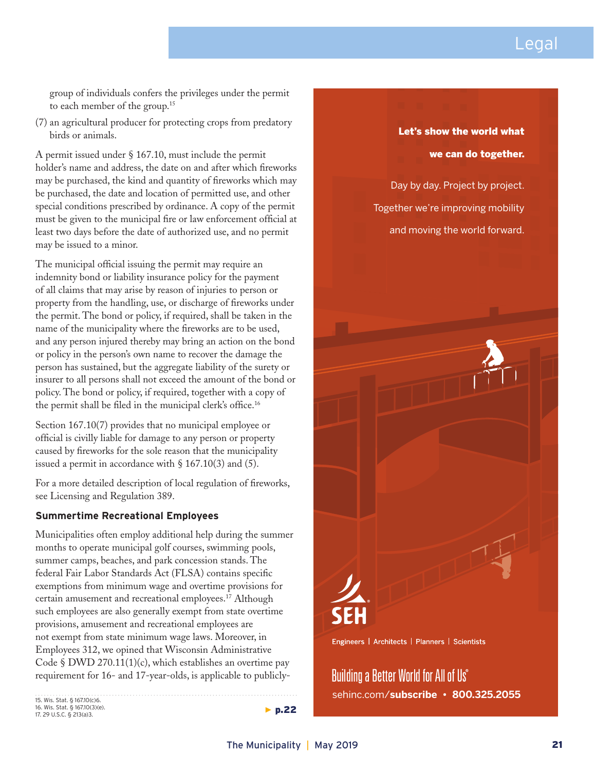group of individuals confers the privileges under the permit to each member of the group.[15]

(7) an agricultural producer for protecting crops from predatory birds or animals.

A permit issued under § 167.10, must include the permit holder's name and address, the date on and after which fireworks may be purchased, the kind and quantity of fireworks which may be purchased, the date and location of permitted use, and other special conditions prescribed by ordinance. A copy of the permit must be given to the municipal fire or law enforcement official at least two days before the date of authorized use, and no permit may be issued to a minor.

The municipal official issuing the permit may require an indemnity bond or liability insurance policy for the payment of all claims that may arise by reason of injuries to person or property from the handling, use, or discharge of fireworks under the permit. The bond or policy, if required, shall be taken in the name of the municipality where the fireworks are to be used, and any person injured thereby may bring an action on the bond or policy in the person's own name to recover the damage the person has sustained, but the aggregate liability of the surety or insurer to all persons shall not exceed the amount of the bond or policy. The bond or policy, if required, together with a copy of the permit shall be filed in the municipal clerk's office.[16]

Section 167.10(7) provides that no municipal employee or official is civilly liable for damage to any person or property caused by fireworks for the sole reason that the municipality issued a permit in accordance with § 167.10(3) and (5).

For a more detailed description of local regulation of fireworks, see Licensing and Regulation 389.

### Summertime Recreational Employees

Municipalities often employ additional help during the summer months to operate municipal golf courses, swimming pools, summer camps, beaches, and park concession stands. The federal Fair Labor Standards Act (FLSA) contains specific exemptions from minimum wage and overtime provisions for certain amusement and recreational employees.[17] Although such employees are also generally exempt from state overtime provisions, amusement and recreational employees are not exempt from state minimum wage laws. Moreover, in Employees 312, we opined that Wisconsin Administrative Code § DWD 270.11(1)(c), which establishes an overtime pay requirement for 16- and 17-year-olds, is applicable to publicly-

► p.22

15. Wis. Stat. § 167.10(c)6.
16. Wis. Stat. § 167.10(3)(e).
17. 29 U.S.C. § 213(a)3.

**Let's show the world what we can do together.**

Day by day. Project by project. Together we're improving mobility and moving the world forward.

SEH®

Engineers | Architects | Planners | Scientists

Building a Better World for All of Us®

sehinc.com/**subscribe** • **800.325.2055**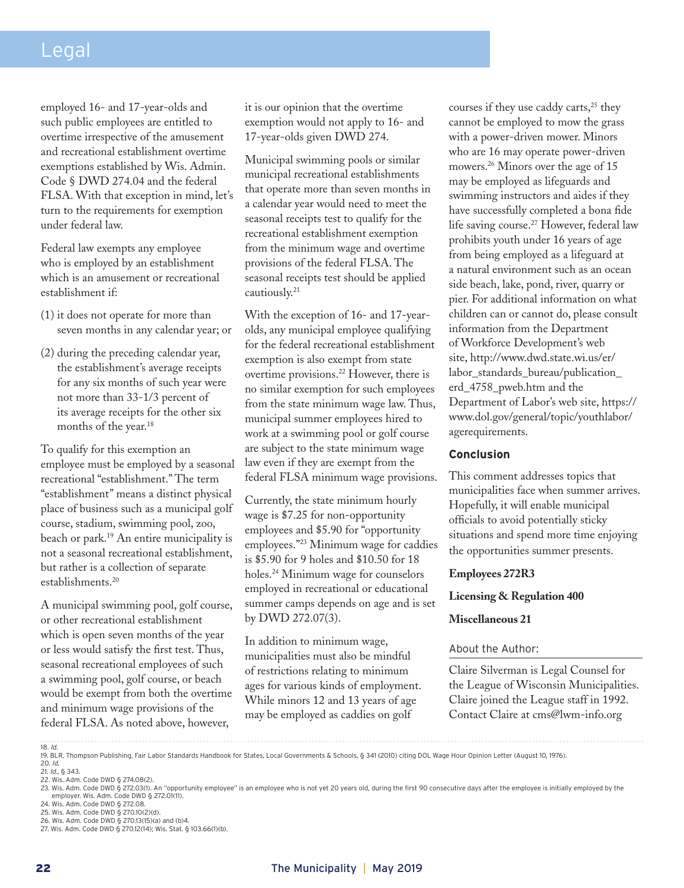employed 16- and 17-year-olds and such public employees are entitled to overtime irrespective of the amusement and recreational establishment overtime exemptions established by Wis. Admin. Code § DWD 274.04 and the federal FLSA. With that exception in mind, let's turn to the requirements for exemption under federal law.

Federal law exempts any employee who is employed by an establishment which is an amusement or recreational establishment if:

(1) it does not operate for more than seven months in any calendar year; or

(2) during the preceding calendar year, the establishment's average receipts for any six months of such year were not more than 33-1/3 percent of its average receipts for the other six months of the year.[18]

To qualify for this exemption an employee must be employed by a seasonal recreational "establishment." The term "establishment" means a distinct physical place of business such as a municipal golf course, stadium, swimming pool, zoo, beach or park.[19] An entire municipality is not a seasonal recreational establishment, but rather is a collection of separate establishments.[20]

A municipal swimming pool, golf course, or other recreational establishment which is open seven months of the year or less would satisfy the first test. Thus, seasonal recreational employees of such a swimming pool, golf course, or beach would be exempt from both the overtime and minimum wage provisions of the federal FLSA. As noted above, however, it is our opinion that the overtime exemption would not apply to 16- and 17-year-olds given DWD 274.

Municipal swimming pools or similar municipal recreational establishments that operate more than seven months in a calendar year would need to meet the seasonal receipts test to qualify for the recreational establishment exemption from the minimum wage and overtime provisions of the federal FLSA. The seasonal receipts test should be applied cautiously.[21]

With the exception of 16- and 17-year-olds, any municipal employee qualifying for the federal recreational establishment exemption is also exempt from state overtime provisions.[22] However, there is no similar exemption for such employees from the state minimum wage law. Thus, municipal summer employees hired to work at a swimming pool or golf course are subject to the state minimum wage law even if they are exempt from the federal FLSA minimum wage provisions.

Currently, the state minimum hourly wage is $7.25 for non-opportunity employees and $5.90 for "opportunity employees."[23] Minimum wage for caddies is $5.90 for 9 holes and $10.50 for 18 holes.[24] Minimum wage for counselors employed in recreational or educational summer camps depends on age and is set by DWD 272.07(3).

In addition to minimum wage, municipalities must also be mindful of restrictions relating to minimum ages for various kinds of employment. While minors 12 and 13 years of age may be employed as caddies on golf courses if they use caddy carts,[25] they cannot be employed to mow the grass with a power-driven mower. Minors who are 16 may operate power-driven mowers.[26] Minors over the age of 15 may be employed as lifeguards and swimming instructors and aides if they have successfully completed a bona fide life saving course.[27] However, federal law prohibits youth under 16 years of age from being employed as a lifeguard at a natural environment such as an ocean side beach, lake, pond, river, quarry or pier. For additional information on what children can or cannot do, please consult information from the Department of Workforce Development's web site, http://www.dwd.state.wi.us/er/labor_standards_bureau/publication_erd_4758_pweb.htm and the Department of Labor's web site, https://www.dol.gov/general/topic/youthlabor/agerequirements.

## Conclusion

This comment addresses topics that municipalities face when summer arrives. Hopefully, it will enable municipal officials to avoid potentially sticky situations and spend more time enjoying the opportunities summer presents.

**Employees 272R3**

**Licensing & Regulation 400**

**Miscellaneous 21**

About the Author:

Claire Silverman is Legal Counsel for the League of Wisconsin Municipalities. Claire joined the League staff in 1992. Contact Claire at cms@lwm-info.org

---

18. *Id.*
19. BLR, Thompson Publishing, Fair Labor Standards Handbook for States, Local Governments & Schools, § 341 (2010) citing DOL Wage Hour Opinion Letter (August 10, 1976).
20. *Id.*
21. *Id.*, § 343.
22. Wis. Adm. Code DWD § 274.08(2).
23. Wis. Adm. Code DWD § 272.03(1). An "opportunity employee" is an employee who is not yet 20 years old, during the first 90 consecutive days after the employee is initially employed by the employer. Wis. Adm. Code DWD § 272.01(11).
24. Wis. Adm. Code DWD § 272.08.
25. Wis. Adm. Code DWD § 270.10(2)(d).
26. Wis. Adm. Code DWD § 270.13(15)(a) and (b)4.
27. Wis. Adm. Code DWD § 270.12(14); Wis. Stat. § 103.66(1)(b).